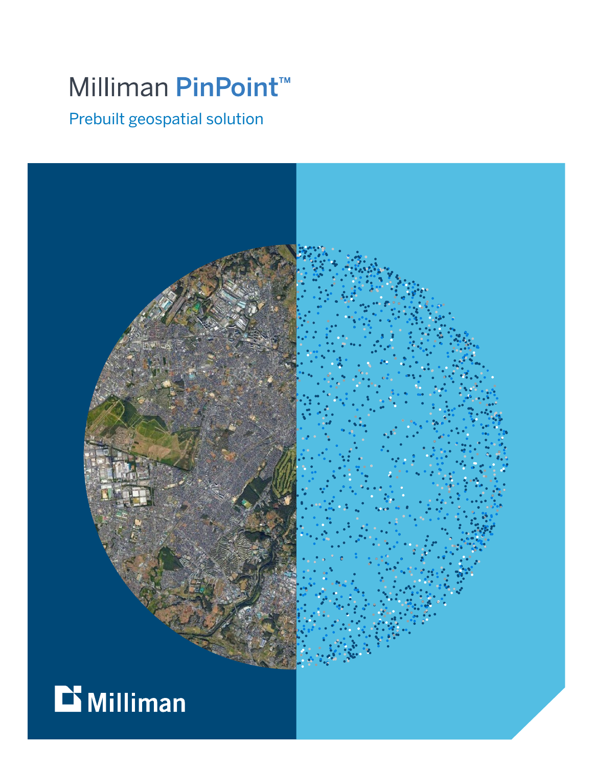# Milliman PinPoint™

Prebuilt geospatial solution

Milliman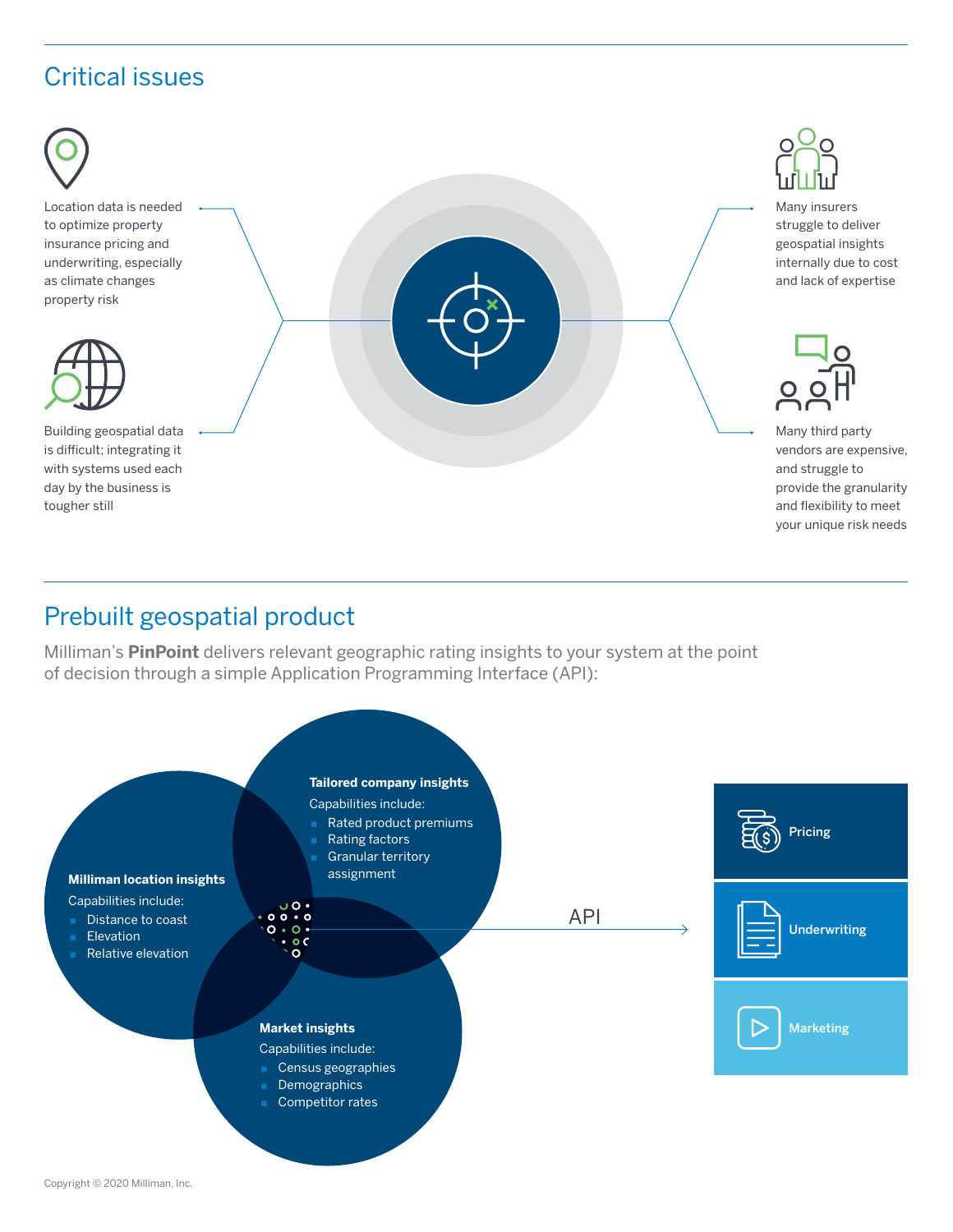## Critical issues

Location data is needed to optimize property insurance pricing and underwriting, especially as climate changes property risk

Building geospatial data is difficult; integrating it with systems used each day by the business is tougher still

Many insurers struggle to deliver geospatial insights internally due to cost and lack of expertise

Many third party vendors are expensive, and struggle to provide the granularity and flexibility to meet your unique risk needs

## Prebuilt geospatial product

Milliman's **PinPoint** delivers relevant geographic rating insights to your system at the point of decision through a simple Application Programming Interface (API):

**Milliman location insights**

Capabilities include:

- Distance to coast
- Elevation
- Relative elevation

**Tailored company insights**

Capabilities include:

- Rated product premiums
- Rating factors
- Granular territory assignment

**Market insights**

Capabilities include:

- Census geographies
- Demographics
- Competitor rates

API

- Pricing
- Underwriting
- Marketing

Copyright © 2020 Milliman, Inc.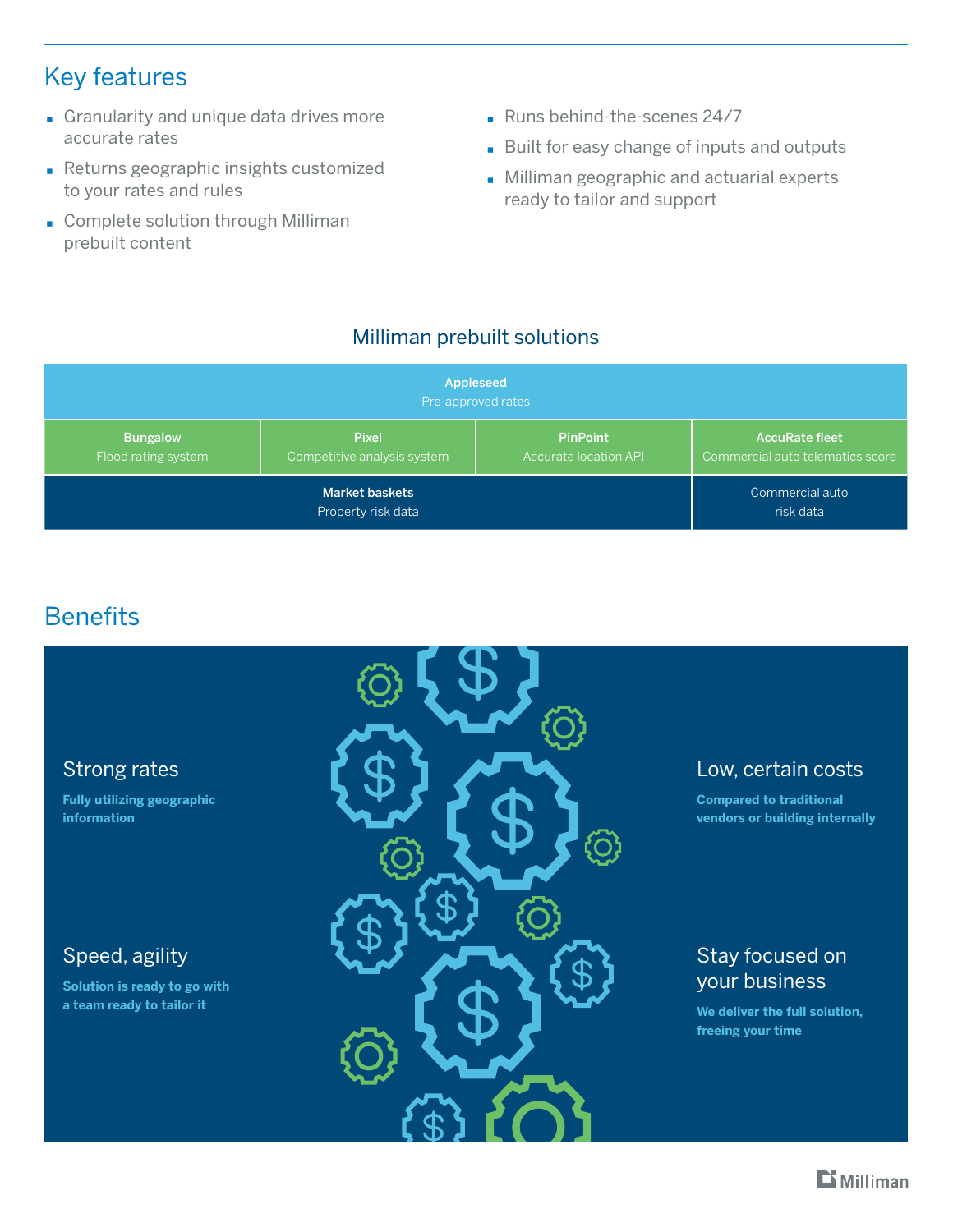## Key features

- Granularity and unique data drives more accurate rates
- Returns geographic insights customized to your rates and rules
- Complete solution through Milliman prebuilt content
- Runs behind-the-scenes 24/7
- Built for easy change of inputs and outputs
- Milliman geographic and actuarial experts ready to tailor and support

### Milliman prebuilt solutions

| **Appleseed**<br>Pre-approved rates | | | |
|---|---|---|---|
| **Bungalow**<br>Flood rating system | **Pixel**<br>Competitive analysis system | **PinPoint**<br>Accurate location API | **AccuRate fleet**<br>Commercial auto telematics score |
| **Market baskets**<br>Property risk data | | | Commercial auto risk data |

## Benefits

### Strong rates

**Fully utilizing geographic information**

### Speed, agility

**Solution is ready to go with a team ready to tailor it**

### Low, certain costs

**Compared to traditional vendors or building internally**

### Stay focused on your business

**We deliver the full solution, freeing your time**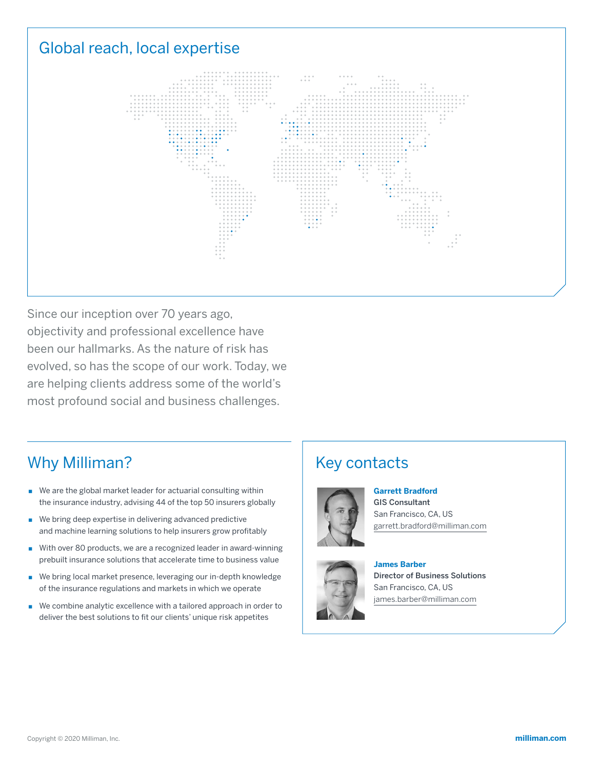## Global reach, local expertise

Since our inception over 70 years ago, objectivity and professional excellence have been our hallmarks. As the nature of risk has evolved, so has the scope of our work. Today, we are helping clients address some of the world's most profound social and business challenges.

## Why Milliman?

- We are the global market leader for actuarial consulting within the insurance industry, advising 44 of the top 50 insurers globally
- We bring deep expertise in delivering advanced predictive and machine learning solutions to help insurers grow profitably
- With over 80 products, we are a recognized leader in award-winning prebuilt insurance solutions that accelerate time to business value
- We bring local market presence, leveraging our in-depth knowledge of the insurance regulations and markets in which we operate
- We combine analytic excellence with a tailored approach in order to deliver the best solutions to fit our clients' unique risk appetites

## Key contacts

**Garrett Bradford**
**GIS Consultant**
San Francisco, CA, US
garrett.bradford@milliman.com

**James Barber**
**Director of Business Solutions**
San Francisco, CA, US
james.barber@milliman.com

Copyright © 2020 Milliman, Inc.

**milliman.com**